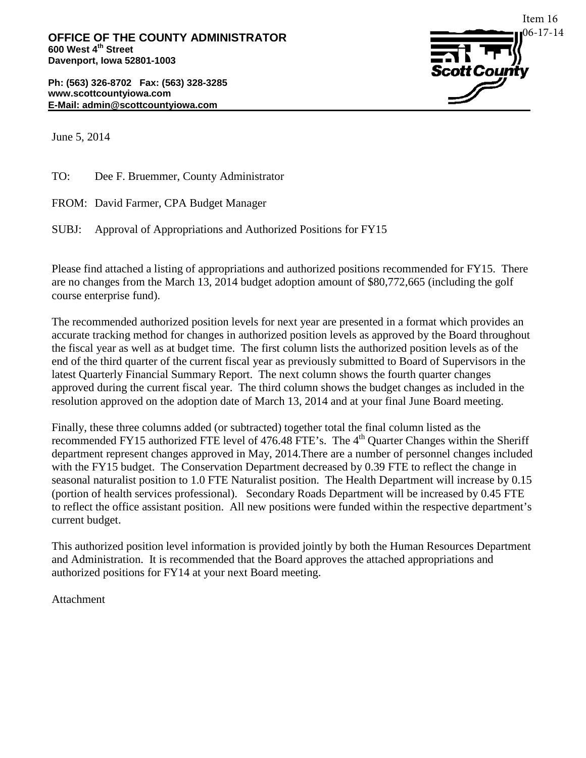Item 16
06-17-14

**OFFICE OF THE COUNTY ADMINISTRATOR**
**600 West 4th Street**
**Davenport, Iowa 52801-1003**

**Ph: (563) 326-8702 Fax: (563) 328-3285**
**www.scottcountyiowa.com**
**E-Mail: admin@scottcountyiowa.com**

Scott County

June 5, 2014

TO: Dee F. Bruemmer, County Administrator

FROM: David Farmer, CPA Budget Manager

SUBJ: Approval of Appropriations and Authorized Positions for FY15

Please find attached a listing of appropriations and authorized positions recommended for FY15. There are no changes from the March 13, 2014 budget adoption amount of $80,772,665 (including the golf course enterprise fund).

The recommended authorized position levels for next year are presented in a format which provides an accurate tracking method for changes in authorized position levels as approved by the Board throughout the fiscal year as well as at budget time. The first column lists the authorized position levels as of the end of the third quarter of the current fiscal year as previously submitted to Board of Supervisors in the latest Quarterly Financial Summary Report. The next column shows the fourth quarter changes approved during the current fiscal year. The third column shows the budget changes as included in the resolution approved on the adoption date of March 13, 2014 and at your final June Board meeting.

Finally, these three columns added (or subtracted) together total the final column listed as the recommended FY15 authorized FTE level of 476.48 FTE's. The 4th Quarter Changes within the Sheriff department represent changes approved in May, 2014.There are a number of personnel changes included with the FY15 budget. The Conservation Department decreased by 0.39 FTE to reflect the change in seasonal naturalist position to 1.0 FTE Naturalist position. The Health Department will increase by 0.15 (portion of health services professional). Secondary Roads Department will be increased by 0.45 FTE to reflect the office assistant position. All new positions were funded within the respective department's current budget.

This authorized position level information is provided jointly by both the Human Resources Department and Administration. It is recommended that the Board approves the attached appropriations and authorized positions for FY14 at your next Board meeting.

Attachment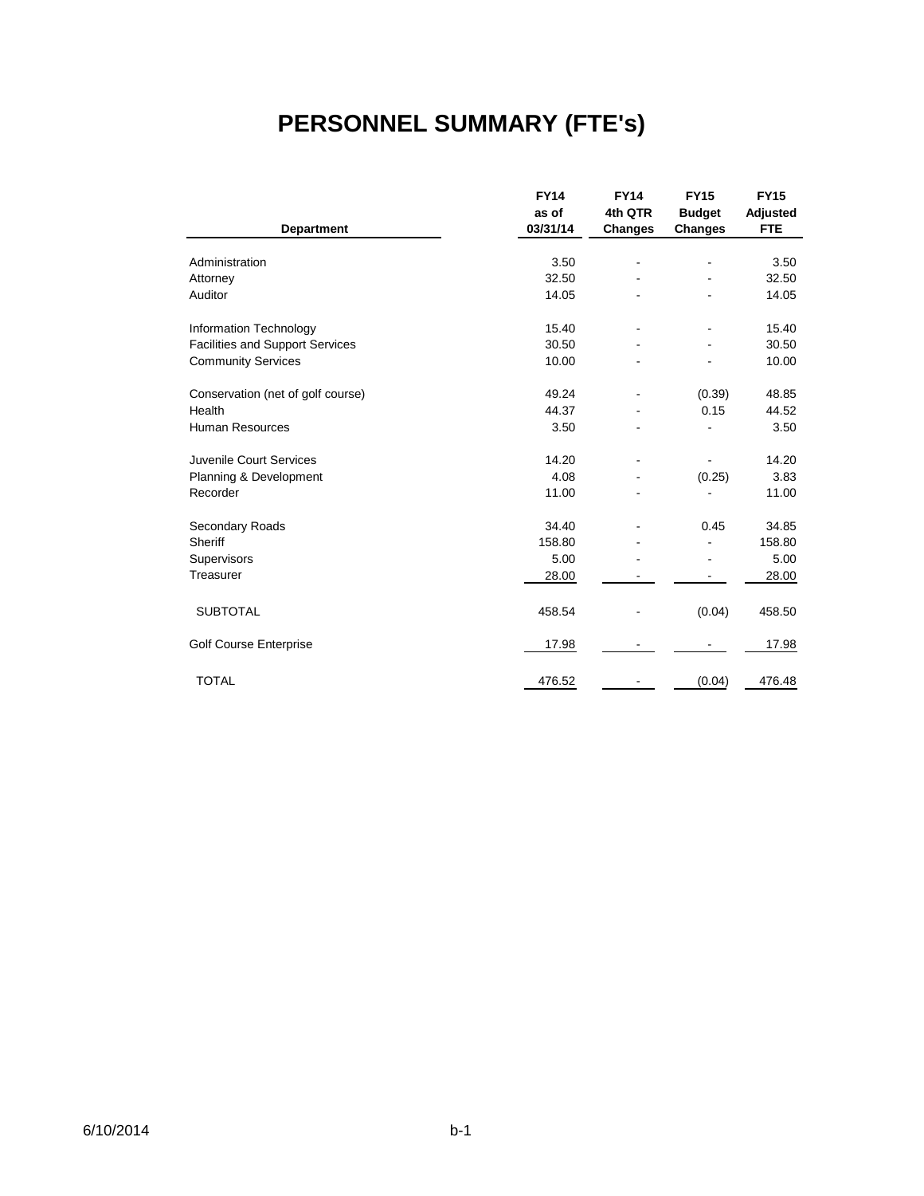# PERSONNEL SUMMARY (FTE's)

| Department | FY14 as of 03/31/14 | FY14 4th QTR Changes | FY15 Budget Changes | FY15 Adjusted FTE |
|---|---|---|---|---|
| Administration | 3.50 | - | - | 3.50 |
| Attorney | 32.50 | - | - | 32.50 |
| Auditor | 14.05 | - | - | 14.05 |
| Information Technology | 15.40 | - | - | 15.40 |
| Facilities and Support Services | 30.50 | - | - | 30.50 |
| Community Services | 10.00 | - | - | 10.00 |
| Conservation (net of golf course) | 49.24 | - | (0.39) | 48.85 |
| Health | 44.37 | - | 0.15 | 44.52 |
| Human Resources | 3.50 | - | - | 3.50 |
| Juvenile Court Services | 14.20 | - | - | 14.20 |
| Planning & Development | 4.08 | - | (0.25) | 3.83 |
| Recorder | 11.00 | - | - | 11.00 |
| Secondary Roads | 34.40 | - | 0.45 | 34.85 |
| Sheriff | 158.80 | - | - | 158.80 |
| Supervisors | 5.00 | - | - | 5.00 |
| Treasurer | 28.00 | - | - | 28.00 |
| SUBTOTAL | 458.54 | - | (0.04) | 458.50 |
| Golf Course Enterprise | 17.98 | - | - | 17.98 |
| TOTAL | 476.52 | - | (0.04) | 476.48 |

6/10/2014 b-1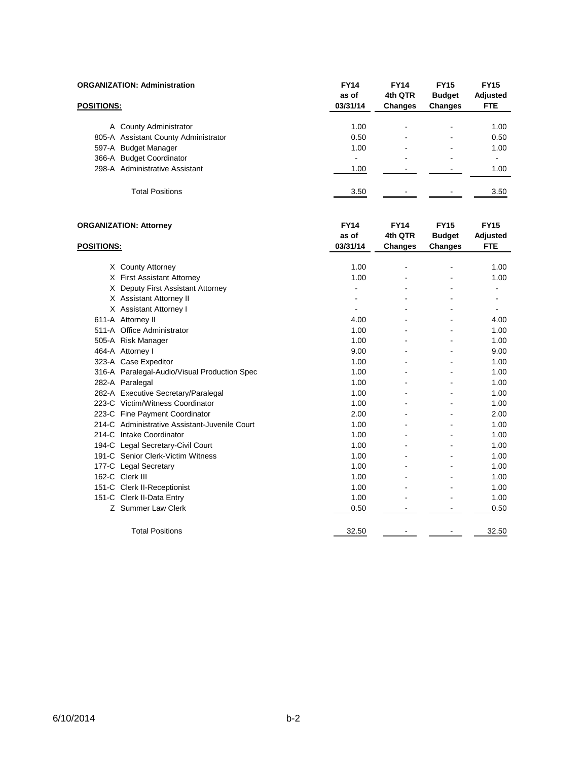**ORGANIZATION: Administration**

| POSITIONS: | | FY14 as of 03/31/14 | FY14 4th QTR Changes | FY15 Budget Changes | FY15 Adjusted FTE |
|---|---|---|---|---|---|
| A | County Administrator | 1.00 | - | - | 1.00 |
| 805-A | Assistant County Administrator | 0.50 | - | - | 0.50 |
| 597-A | Budget Manager | 1.00 | - | - | 1.00 |
| 366-A | Budget Coordinator | - | - | - | - |
| 298-A | Administrative Assistant | 1.00 | - | - | 1.00 |
| | Total Positions | 3.50 | - | - | 3.50 |

**ORGANIZATION: Attorney**

| POSITIONS: | | FY14 as of 03/31/14 | FY14 4th QTR Changes | FY15 Budget Changes | FY15 Adjusted FTE |
|---|---|---|---|---|---|
| X | County Attorney | 1.00 | - | - | 1.00 |
| X | First Assistant Attorney | 1.00 | - | - | 1.00 |
| X | Deputy First Assistant Attorney | - | - | - | - |
| X | Assistant Attorney II | - | - | - | - |
| X | Assistant Attorney I | - | - | - | - |
| 611-A | Attorney II | 4.00 | - | - | 4.00 |
| 511-A | Office Administrator | 1.00 | - | - | 1.00 |
| 505-A | Risk Manager | 1.00 | - | - | 1.00 |
| 464-A | Attorney I | 9.00 | - | - | 9.00 |
| 323-A | Case Expeditor | 1.00 | - | - | 1.00 |
| 316-A | Paralegal-Audio/Visual Production Spec | 1.00 | - | - | 1.00 |
| 282-A | Paralegal | 1.00 | - | - | 1.00 |
| 282-A | Executive Secretary/Paralegal | 1.00 | - | - | 1.00 |
| 223-C | Victim/Witness Coordinator | 1.00 | - | - | 1.00 |
| 223-C | Fine Payment Coordinator | 2.00 | - | - | 2.00 |
| 214-C | Administrative Assistant-Juvenile Court | 1.00 | - | - | 1.00 |
| 214-C | Intake Coordinator | 1.00 | - | - | 1.00 |
| 194-C | Legal Secretary-Civil Court | 1.00 | - | - | 1.00 |
| 191-C | Senior Clerk-Victim Witness | 1.00 | - | - | 1.00 |
| 177-C | Legal Secretary | 1.00 | - | - | 1.00 |
| 162-C | Clerk III | 1.00 | - | - | 1.00 |
| 151-C | Clerk II-Receptionist | 1.00 | - | - | 1.00 |
| 151-C | Clerk II-Data Entry | 1.00 | - | - | 1.00 |
| Z | Summer Law Clerk | 0.50 | - | - | 0.50 |
| | Total Positions | 32.50 | - | - | 32.50 |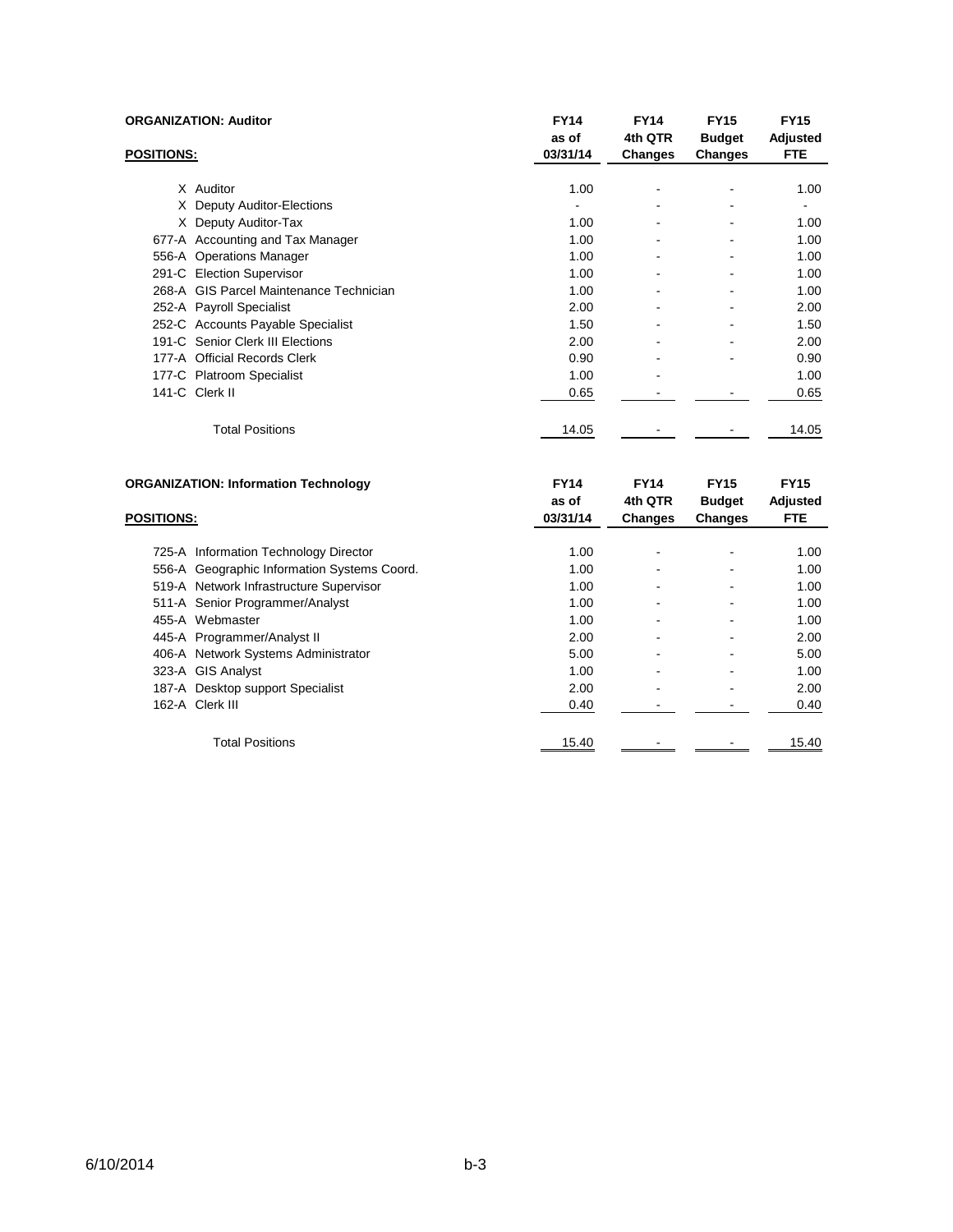**ORGANIZATION: Auditor**

| POSITIONS: | | FY14 as of 03/31/14 | FY14 4th QTR Changes | FY15 Budget Changes | FY15 Adjusted FTE |
|---|---|---|---|---|---|
| X | Auditor | 1.00 | - | - | 1.00 |
| X | Deputy Auditor-Elections | - | - | - | - |
| X | Deputy Auditor-Tax | 1.00 | - | - | 1.00 |
| 677-A | Accounting and Tax Manager | 1.00 | - | - | 1.00 |
| 556-A | Operations Manager | 1.00 | - | - | 1.00 |
| 291-C | Election Supervisor | 1.00 | - | - | 1.00 |
| 268-A | GIS Parcel Maintenance Technician | 1.00 | - | - | 1.00 |
| 252-A | Payroll Specialist | 2.00 | - | - | 2.00 |
| 252-C | Accounts Payable Specialist | 1.50 | - | - | 1.50 |
| 191-C | Senior Clerk III Elections | 2.00 | - | - | 2.00 |
| 177-A | Official Records Clerk | 0.90 | - | - | 0.90 |
| 177-C | Platroom Specialist | 1.00 | - | | 1.00 |
| 141-C | Clerk II | 0.65 | - | - | 0.65 |
| | Total Positions | 14.05 | - | - | 14.05 |

**ORGANIZATION: Information Technology**

| POSITIONS: | | FY14 as of 03/31/14 | FY14 4th QTR Changes | FY15 Budget Changes | FY15 Adjusted FTE |
|---|---|---|---|---|---|
| 725-A | Information Technology Director | 1.00 | - | - | 1.00 |
| 556-A | Geographic Information Systems Coord. | 1.00 | - | - | 1.00 |
| 519-A | Network Infrastructure Supervisor | 1.00 | - | - | 1.00 |
| 511-A | Senior Programmer/Analyst | 1.00 | - | - | 1.00 |
| 455-A | Webmaster | 1.00 | - | - | 1.00 |
| 445-A | Programmer/Analyst II | 2.00 | - | - | 2.00 |
| 406-A | Network Systems Administrator | 5.00 | - | - | 5.00 |
| 323-A | GIS Analyst | 1.00 | - | - | 1.00 |
| 187-A | Desktop support Specialist | 2.00 | - | - | 2.00 |
| 162-A | Clerk III | 0.40 | - | - | 0.40 |
| | Total Positions | 15.40 | - | - | 15.40 |

6/10/2014 b-3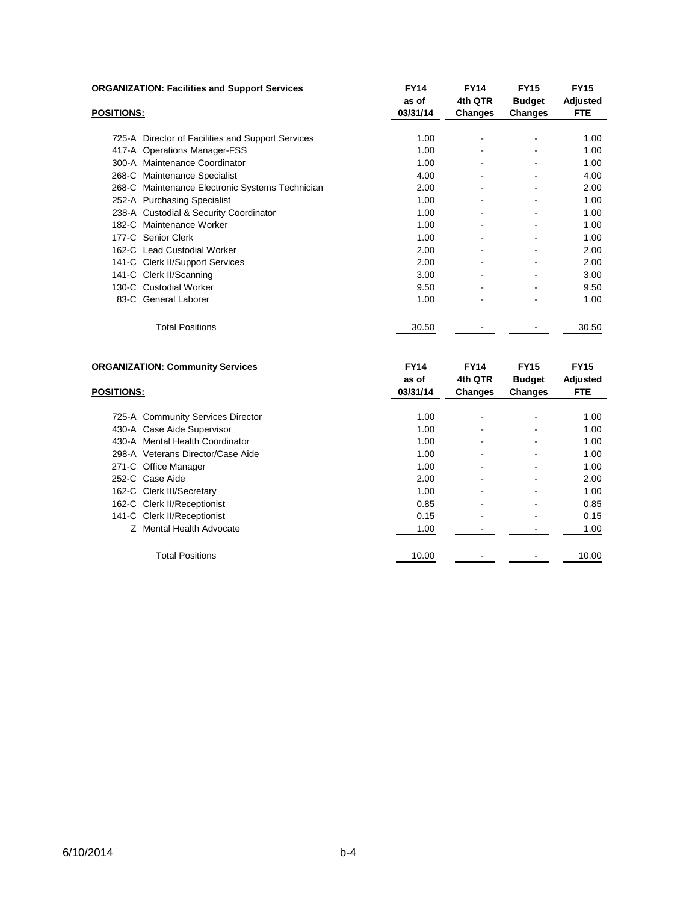**ORGANIZATION: Facilities and Support Services**

| POSITIONS: | FY14 as of 03/31/14 | FY14 4th QTR Changes | FY15 Budget Changes | FY15 Adjusted FTE |
|---|---|---|---|---|
| 725-A Director of Facilities and Support Services | 1.00 | - | - | 1.00 |
| 417-A Operations Manager-FSS | 1.00 | - | - | 1.00 |
| 300-A Maintenance Coordinator | 1.00 | - | - | 1.00 |
| 268-C Maintenance Specialist | 4.00 | - | - | 4.00 |
| 268-C Maintenance Electronic Systems Technician | 2.00 | - | - | 2.00 |
| 252-A Purchasing Specialist | 1.00 | - | - | 1.00 |
| 238-A Custodial & Security Coordinator | 1.00 | - | - | 1.00 |
| 182-C Maintenance Worker | 1.00 | - | - | 1.00 |
| 177-C Senior Clerk | 1.00 | - | - | 1.00 |
| 162-C Lead Custodial Worker | 2.00 | - | - | 2.00 |
| 141-C Clerk II/Support Services | 2.00 | - | - | 2.00 |
| 141-C Clerk II/Scanning | 3.00 | - | - | 3.00 |
| 130-C Custodial Worker | 9.50 | - | - | 9.50 |
| 83-C General Laborer | 1.00 | - | - | 1.00 |
| Total Positions | 30.50 | - | - | 30.50 |

**ORGANIZATION: Community Services**

| POSITIONS: | FY14 as of 03/31/14 | FY14 4th QTR Changes | FY15 Budget Changes | FY15 Adjusted FTE |
|---|---|---|---|---|
| 725-A Community Services Director | 1.00 | - | - | 1.00 |
| 430-A Case Aide Supervisor | 1.00 | - | - | 1.00 |
| 430-A Mental Health Coordinator | 1.00 | - | - | 1.00 |
| 298-A Veterans Director/Case Aide | 1.00 | - | - | 1.00 |
| 271-C Office Manager | 1.00 | - | - | 1.00 |
| 252-C Case Aide | 2.00 | - | - | 2.00 |
| 162-C Clerk III/Secretary | 1.00 | - | - | 1.00 |
| 162-C Clerk II/Receptionist | 0.85 | - | - | 0.85 |
| 141-C Clerk II/Receptionist | 0.15 | - | - | 0.15 |
| Z Mental Health Advocate | 1.00 | - | - | 1.00 |
| Total Positions | 10.00 | - | - | 10.00 |

6/10/2014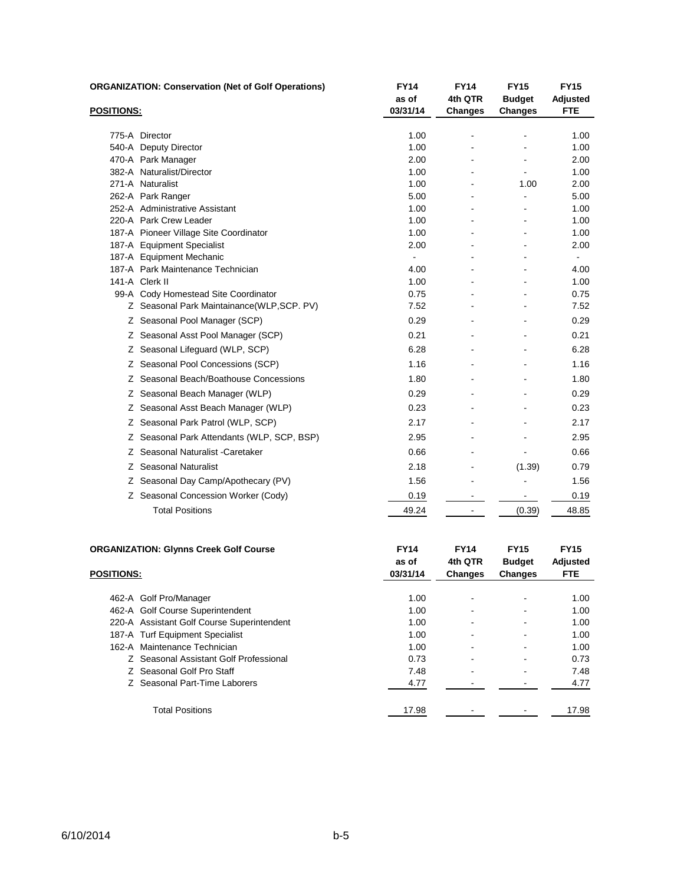**ORGANIZATION: Conservation (Net of Golf Operations)**

| POSITIONS: | FY14 as of 03/31/14 | FY14 4th QTR Changes | FY15 Budget Changes | FY15 Adjusted FTE |
|---|---|---|---|---|
| 775-A Director | 1.00 | - | - | 1.00 |
| 540-A Deputy Director | 1.00 | - | - | 1.00 |
| 470-A Park Manager | 2.00 | - | - | 2.00 |
| 382-A Naturalist/Director | 1.00 | - | - | 1.00 |
| 271-A Naturalist | 1.00 | - | 1.00 | 2.00 |
| 262-A Park Ranger | 5.00 | - | - | 5.00 |
| 252-A Administrative Assistant | 1.00 | - | - | 1.00 |
| 220-A Park Crew Leader | 1.00 | - | - | 1.00 |
| 187-A Pioneer Village Site Coordinator | 1.00 | - | - | 1.00 |
| 187-A Equipment Specialist | 2.00 | - | - | 2.00 |
| 187-A Equipment Mechanic | - | - | - | - |
| 187-A Park Maintenance Technician | 4.00 | - | - | 4.00 |
| 141-A Clerk II | 1.00 | - | - | 1.00 |
| 99-A Cody Homestead Site Coordinator | 0.75 | - | - | 0.75 |
| Z Seasonal Park Maintainance(WLP,SCP. PV) | 7.52 | - | - | 7.52 |
| Z Seasonal Pool Manager (SCP) | 0.29 | - | - | 0.29 |
| Z Seasonal Asst Pool Manager (SCP) | 0.21 | - | - | 0.21 |
| Z Seasonal Lifeguard (WLP, SCP) | 6.28 | - | - | 6.28 |
| Z Seasonal Pool Concessions (SCP) | 1.16 | - | - | 1.16 |
| Z Seasonal Beach/Boathouse Concessions | 1.80 | - | - | 1.80 |
| Z Seasonal Beach Manager (WLP) | 0.29 | - | - | 0.29 |
| Z Seasonal Asst Beach Manager (WLP) | 0.23 | - | - | 0.23 |
| Z Seasonal Park Patrol (WLP, SCP) | 2.17 | - | - | 2.17 |
| Z Seasonal Park Attendants (WLP, SCP, BSP) | 2.95 | - | - | 2.95 |
| Z Seasonal Naturalist -Caretaker | 0.66 | - | - | 0.66 |
| Z Seasonal Naturalist | 2.18 | - | (1.39) | 0.79 |
| Z Seasonal Day Camp/Apothecary (PV) | 1.56 | - | - | 1.56 |
| Z Seasonal Concession Worker (Cody) | 0.19 | - | - | 0.19 |
| Total Positions | 49.24 | - | (0.39) | 48.85 |

**ORGANIZATION: Glynns Creek Golf Course**

| POSITIONS: | FY14 as of 03/31/14 | FY14 4th QTR Changes | FY15 Budget Changes | FY15 Adjusted FTE |
|---|---|---|---|---|
| 462-A Golf Pro/Manager | 1.00 | - | - | 1.00 |
| 462-A Golf Course Superintendent | 1.00 | - | - | 1.00 |
| 220-A Assistant Golf Course Superintendent | 1.00 | - | - | 1.00 |
| 187-A Turf Equipment Specialist | 1.00 | - | - | 1.00 |
| 162-A Maintenance Technician | 1.00 | - | - | 1.00 |
| Z Seasonal Assistant Golf Professional | 0.73 | - | - | 0.73 |
| Z Seasonal Golf Pro Staff | 7.48 | - | - | 7.48 |
| Z Seasonal Part-Time Laborers | 4.77 | - | - | 4.77 |
| Total Positions | 17.98 | - | - | 17.98 |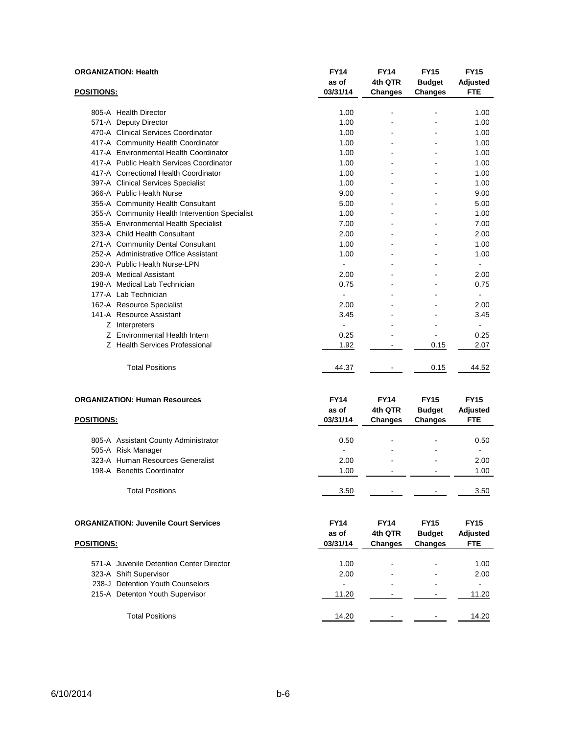**ORGANIZATION: Health**

| POSITIONS: | FY14 as of 03/31/14 | FY14 4th QTR Changes | FY15 Budget Changes | FY15 Adjusted FTE |
|---|---|---|---|---|
| 805-A Health Director | 1.00 | - | - | 1.00 |
| 571-A Deputy Director | 1.00 | - | - | 1.00 |
| 470-A Clinical Services Coordinator | 1.00 | - | - | 1.00 |
| 417-A Community Health Coordinator | 1.00 | - | - | 1.00 |
| 417-A Environmental Health Coordinator | 1.00 | - | - | 1.00 |
| 417-A Public Health Services Coordinator | 1.00 | - | - | 1.00 |
| 417-A Correctional Health Coordinator | 1.00 | - | - | 1.00 |
| 397-A Clinical Services Specialist | 1.00 | - | - | 1.00 |
| 366-A Public Health Nurse | 9.00 | - | - | 9.00 |
| 355-A Community Health Consultant | 5.00 | - | - | 5.00 |
| 355-A Community Health Intervention Specialist | 1.00 | - | - | 1.00 |
| 355-A Environmental Health Specialist | 7.00 | - | - | 7.00 |
| 323-A Child Health Consultant | 2.00 | - | - | 2.00 |
| 271-A Community Dental Consultant | 1.00 | - | - | 1.00 |
| 252-A Administrative Office Assistant | 1.00 | - | - | 1.00 |
| 230-A Public Health Nurse-LPN | - | - | - | - |
| 209-A Medical Assistant | 2.00 | - | - | 2.00 |
| 198-A Medical Lab Technician | 0.75 | - | - | 0.75 |
| 177-A Lab Technician | - | - | - | - |
| 162-A Resource Specialist | 2.00 | - | - | 2.00 |
| 141-A Resource Assistant | 3.45 | - | - | 3.45 |
| Z Interpreters | - | - | - | - |
| Z Environmental Health Intern | 0.25 | - | - | 0.25 |
| Z Health Services Professional | 1.92 | - | 0.15 | 2.07 |
| Total Positions | 44.37 | - | 0.15 | 44.52 |

**ORGANIZATION: Human Resources**

| POSITIONS: | FY14 as of 03/31/14 | FY14 4th QTR Changes | FY15 Budget Changes | FY15 Adjusted FTE |
|---|---|---|---|---|
| 805-A Assistant County Administrator | 0.50 | - | - | 0.50 |
| 505-A Risk Manager | - | - | - | - |
| 323-A Human Resources Generalist | 2.00 | - | - | 2.00 |
| 198-A Benefits Coordinator | 1.00 | - | - | 1.00 |
| Total Positions | 3.50 | - | - | 3.50 |

**ORGANIZATION: Juvenile Court Services**

| POSITIONS: | FY14 as of 03/31/14 | FY14 4th QTR Changes | FY15 Budget Changes | FY15 Adjusted FTE |
|---|---|---|---|---|
| 571-A Juvenile Detention Center Director | 1.00 | - | - | 1.00 |
| 323-A Shift Supervisor | 2.00 | - | - | 2.00 |
| 238-J Detention Youth Counselors | - | - | - | - |
| 215-A Detenton Youth Supervisor | 11.20 | - | - | 11.20 |
| Total Positions | 14.20 | - | - | 14.20 |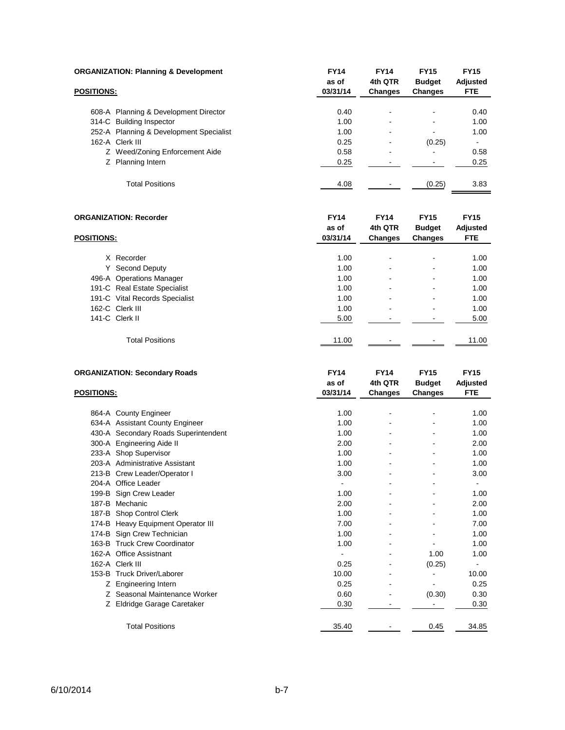**ORGANIZATION: Planning & Development**

| POSITIONS: | FY14 as of 03/31/14 | FY14 4th QTR Changes | FY15 Budget Changes | FY15 Adjusted FTE |
|---|---|---|---|---|
| 608-A Planning & Development Director | 0.40 | - | - | 0.40 |
| 314-C Building Inspector | 1.00 | - | - | 1.00 |
| 252-A Planning & Development Specialist | 1.00 | - | - | 1.00 |
| 162-A Clerk III | 0.25 | - | (0.25) | - |
| Z Weed/Zoning Enforcement Aide | 0.58 | - | - | 0.58 |
| Z Planning Intern | 0.25 | - | - | 0.25 |
| Total Positions | 4.08 | - | (0.25) | 3.83 |

**ORGANIZATION: Recorder**

| POSITIONS: | FY14 as of 03/31/14 | FY14 4th QTR Changes | FY15 Budget Changes | FY15 Adjusted FTE |
|---|---|---|---|---|
| X Recorder | 1.00 | - | - | 1.00 |
| Y Second Deputy | 1.00 | - | - | 1.00 |
| 496-A Operations Manager | 1.00 | - | - | 1.00 |
| 191-C Real Estate Specialist | 1.00 | - | - | 1.00 |
| 191-C Vital Records Specialist | 1.00 | - | - | 1.00 |
| 162-C Clerk III | 1.00 | - | - | 1.00 |
| 141-C Clerk II | 5.00 | - | - | 5.00 |
| Total Positions | 11.00 | - | - | 11.00 |

**ORGANIZATION: Secondary Roads**

| POSITIONS: | FY14 as of 03/31/14 | FY14 4th QTR Changes | FY15 Budget Changes | FY15 Adjusted FTE |
|---|---|---|---|---|
| 864-A County Engineer | 1.00 | - | - | 1.00 |
| 634-A Assistant County Engineer | 1.00 | - | - | 1.00 |
| 430-A Secondary Roads Superintendent | 1.00 | - | - | 1.00 |
| 300-A Engineering Aide II | 2.00 | - | - | 2.00 |
| 233-A Shop Supervisor | 1.00 | - | - | 1.00 |
| 203-A Administrative Assistant | 1.00 | - | - | 1.00 |
| 213-B Crew Leader/Operator I | 3.00 | - | - | 3.00 |
| 204-A Office Leader | - | - | - | - |
| 199-B Sign Crew Leader | 1.00 | - | - | 1.00 |
| 187-B Mechanic | 2.00 | - | - | 2.00 |
| 187-B Shop Control Clerk | 1.00 | - | - | 1.00 |
| 174-B Heavy Equipment Operator III | 7.00 | - | - | 7.00 |
| 174-B Sign Crew Technician | 1.00 | - | - | 1.00 |
| 163-B Truck Crew Coordinator | 1.00 | - | - | 1.00 |
| 162-A Office Assistnant | - | - | 1.00 | 1.00 |
| 162-A Clerk III | 0.25 | - | (0.25) | - |
| 153-B Truck Driver/Laborer | 10.00 | - | - | 10.00 |
| Z Engineering Intern | 0.25 | - | - | 0.25 |
| Z Seasonal Maintenance Worker | 0.60 | - | (0.30) | 0.30 |
| Z Eldridge Garage Caretaker | 0.30 | - | - | 0.30 |
| Total Positions | 35.40 | - | 0.45 | 34.85 |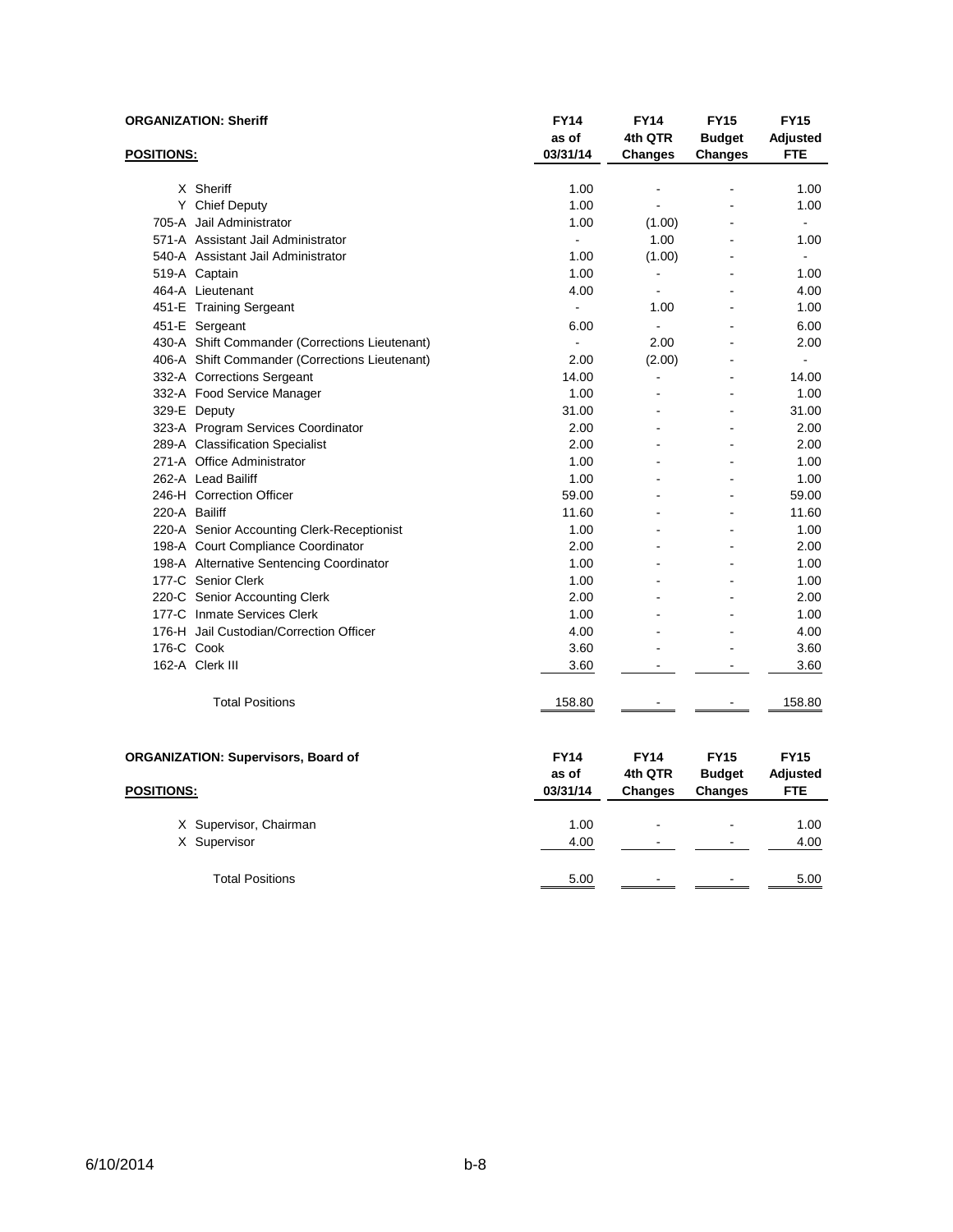**ORGANIZATION: Sheriff**

| POSITIONS: | FY14 as of 03/31/14 | FY14 4th QTR Changes | FY15 Budget Changes | FY15 Adjusted FTE |
|---|---|---|---|---|
| X Sheriff | 1.00 | - | - | 1.00 |
| Y Chief Deputy | 1.00 | - | - | 1.00 |
| 705-A Jail Administrator | 1.00 | (1.00) | - | - |
| 571-A Assistant Jail Administrator | - | 1.00 | - | 1.00 |
| 540-A Assistant Jail Administrator | 1.00 | (1.00) | - | - |
| 519-A Captain | 1.00 | - | - | 1.00 |
| 464-A Lieutenant | 4.00 | - | - | 4.00 |
| 451-E Training Sergeant | - | 1.00 | - | 1.00 |
| 451-E Sergeant | 6.00 | - | - | 6.00 |
| 430-A Shift Commander (Corrections Lieutenant) | - | 2.00 | - | 2.00 |
| 406-A Shift Commander (Corrections Lieutenant) | 2.00 | (2.00) | - | - |
| 332-A Corrections Sergeant | 14.00 | - | - | 14.00 |
| 332-A Food Service Manager | 1.00 | - | - | 1.00 |
| 329-E Deputy | 31.00 | - | - | 31.00 |
| 323-A Program Services Coordinator | 2.00 | - | - | 2.00 |
| 289-A Classification Specialist | 2.00 | - | - | 2.00 |
| 271-A Office Administrator | 1.00 | - | - | 1.00 |
| 262-A Lead Bailiff | 1.00 | - | - | 1.00 |
| 246-H Correction Officer | 59.00 | - | - | 59.00 |
| 220-A Bailiff | 11.60 | - | - | 11.60 |
| 220-A Senior Accounting Clerk-Receptionist | 1.00 | - | - | 1.00 |
| 198-A Court Compliance Coordinator | 2.00 | - | - | 2.00 |
| 198-A Alternative Sentencing Coordinator | 1.00 | - | - | 1.00 |
| 177-C Senior Clerk | 1.00 | - | - | 1.00 |
| 220-C Senior Accounting Clerk | 2.00 | - | - | 2.00 |
| 177-C Inmate Services Clerk | 1.00 | - | - | 1.00 |
| 176-H Jail Custodian/Correction Officer | 4.00 | - | - | 4.00 |
| 176-C Cook | 3.60 | - | - | 3.60 |
| 162-A Clerk III | 3.60 | - | - | 3.60 |
| Total Positions | 158.80 | - | - | 158.80 |

**ORGANIZATION: Supervisors, Board of**

| POSITIONS: | FY14 as of 03/31/14 | FY14 4th QTR Changes | FY15 Budget Changes | FY15 Adjusted FTE |
|---|---|---|---|---|
| X Supervisor, Chairman | 1.00 | - | - | 1.00 |
| X Supervisor | 4.00 | - | - | 4.00 |
| Total Positions | 5.00 | - | - | 5.00 |

6/10/2014 b-8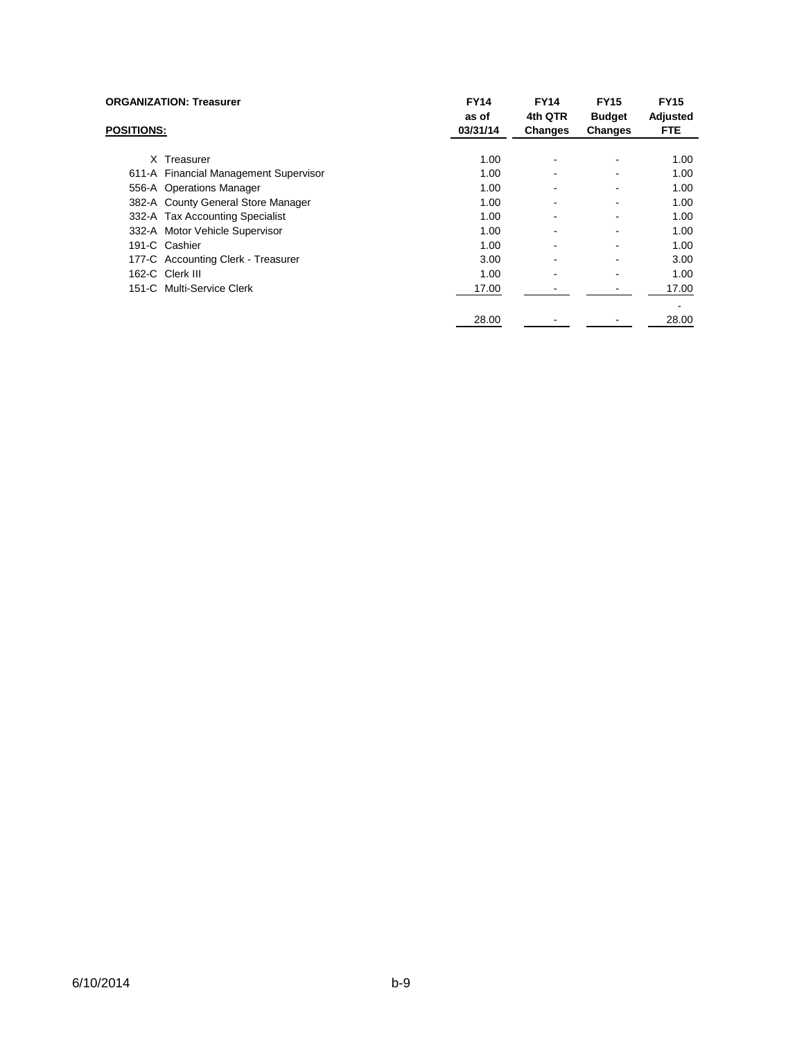**ORGANIZATION: Treasurer**

| POSITIONS: | | FY14 as of 03/31/14 | FY14 4th QTR Changes | FY15 Budget Changes | FY15 Adjusted FTE |
|---|---|---|---|---|---|
| X | Treasurer | 1.00 | - | - | 1.00 |
| 611-A | Financial Management Supervisor | 1.00 | - | - | 1.00 |
| 556-A | Operations Manager | 1.00 | - | - | 1.00 |
| 382-A | County General Store Manager | 1.00 | - | - | 1.00 |
| 332-A | Tax Accounting Specialist | 1.00 | - | - | 1.00 |
| 332-A | Motor Vehicle Supervisor | 1.00 | - | - | 1.00 |
| 191-C | Cashier | 1.00 | - | - | 1.00 |
| 177-C | Accounting Clerk - Treasurer | 3.00 | - | - | 3.00 |
| 162-C | Clerk III | 1.00 | - | - | 1.00 |
| 151-C | Multi-Service Clerk | 17.00 | - | - | 17.00 |
| | | | | | - |
| | | 28.00 | - | - | 28.00 |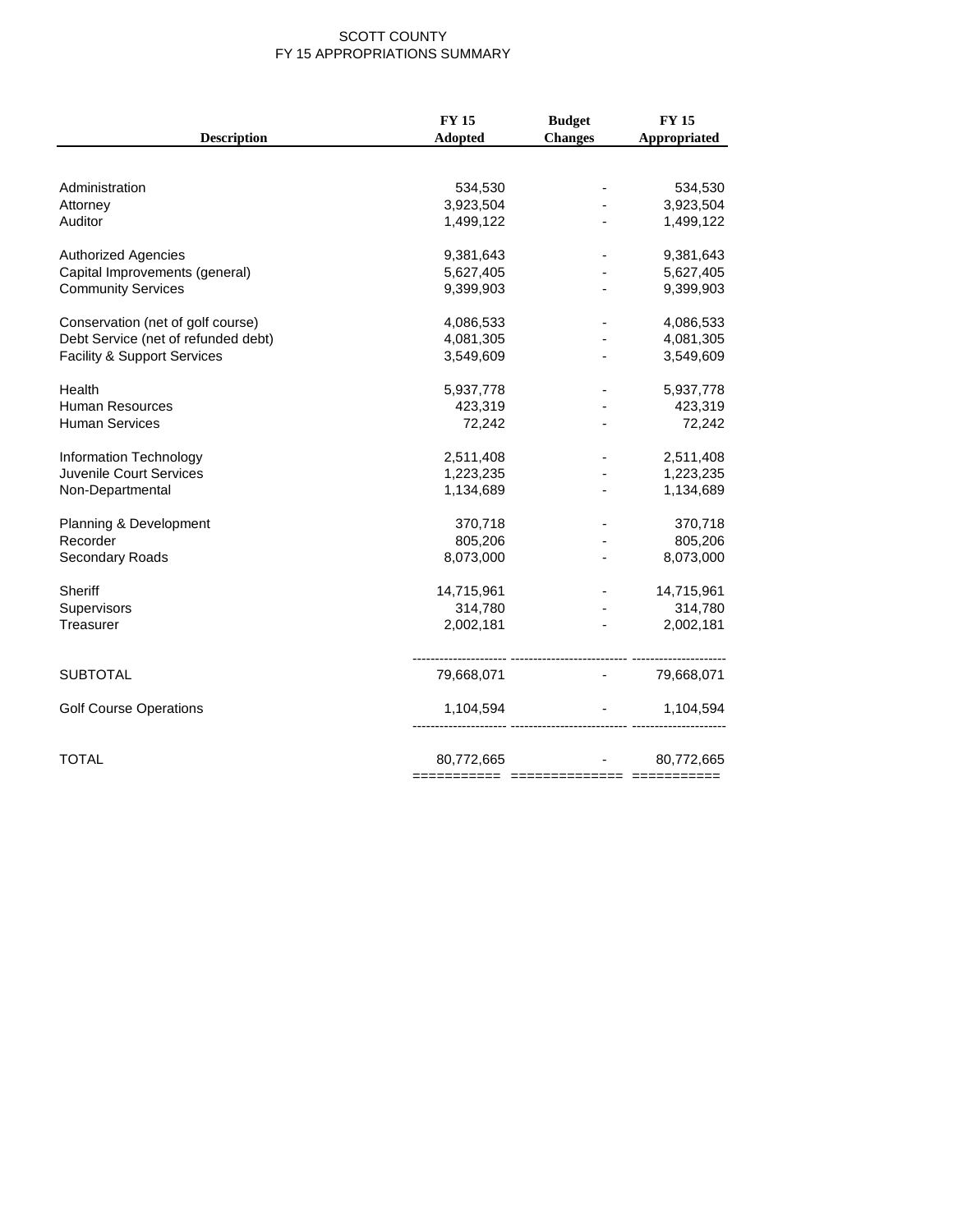SCOTT COUNTY
FY 15 APPROPRIATIONS SUMMARY

| Description | FY 15 Adopted | Budget Changes | FY 15 Appropriated |
|---|---|---|---|
| Administration | 534,530 | - | 534,530 |
| Attorney | 3,923,504 | - | 3,923,504 |
| Auditor | 1,499,122 | - | 1,499,122 |
| Authorized Agencies | 9,381,643 | - | 9,381,643 |
| Capital Improvements (general) | 5,627,405 | - | 5,627,405 |
| Community Services | 9,399,903 | - | 9,399,903 |
| Conservation (net of golf course) | 4,086,533 | - | 4,086,533 |
| Debt Service (net of refunded debt) | 4,081,305 | - | 4,081,305 |
| Facility & Support Services | 3,549,609 | - | 3,549,609 |
| Health | 5,937,778 | - | 5,937,778 |
| Human Resources | 423,319 | - | 423,319 |
| Human Services | 72,242 | - | 72,242 |
| Information Technology | 2,511,408 | - | 2,511,408 |
| Juvenile Court Services | 1,223,235 | - | 1,223,235 |
| Non-Departmental | 1,134,689 | - | 1,134,689 |
| Planning & Development | 370,718 | - | 370,718 |
| Recorder | 805,206 | - | 805,206 |
| Secondary Roads | 8,073,000 | - | 8,073,000 |
| Sheriff | 14,715,961 | - | 14,715,961 |
| Supervisors | 314,780 | - | 314,780 |
| Treasurer | 2,002,181 | - | 2,002,181 |
| SUBTOTAL | 79,668,071 | - | 79,668,071 |
| Golf Course Operations | 1,104,594 | - | 1,104,594 |
| TOTAL | 80,772,665 | - | 80,772,665 |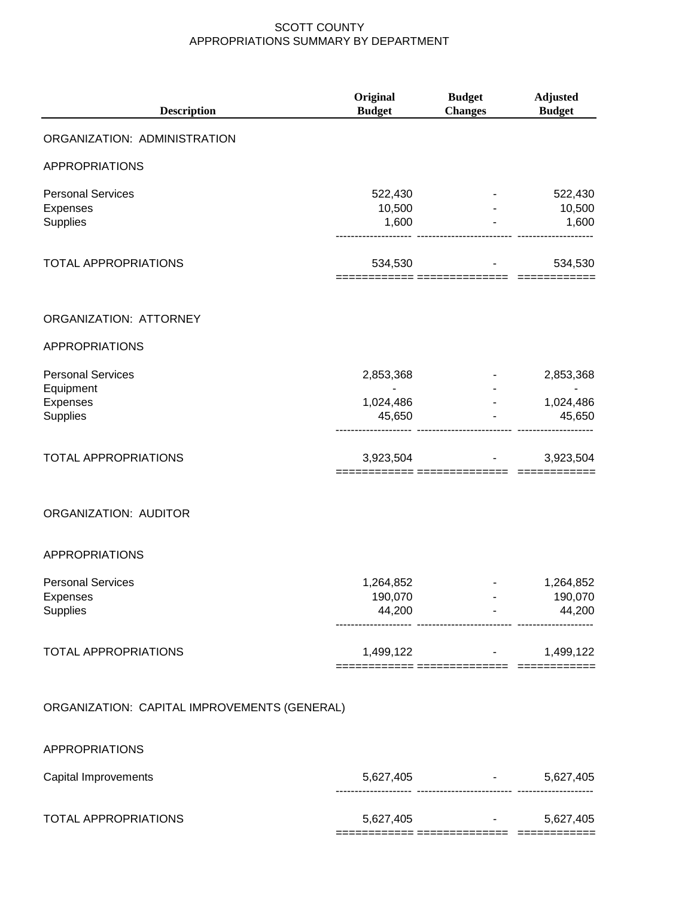SCOTT COUNTY
APPROPRIATIONS SUMMARY BY DEPARTMENT

| Description | Original Budget | Budget Changes | Adjusted Budget |
|---|---|---|---|
| ORGANIZATION: ADMINISTRATION | | | |
| APPROPRIATIONS | | | |
| Personal Services | 522,430 | - | 522,430 |
| Expenses | 10,500 | - | 10,500 |
| Supplies | 1,600 | - | 1,600 |
| TOTAL APPROPRIATIONS | 534,530 | - | 534,530 |
| ORGANIZATION: ATTORNEY | | | |
| APPROPRIATIONS | | | |
| Personal Services | 2,853,368 | - | 2,853,368 |
| Equipment | - | - | - |
| Expenses | 1,024,486 | - | 1,024,486 |
| Supplies | 45,650 | - | 45,650 |
| TOTAL APPROPRIATIONS | 3,923,504 | - | 3,923,504 |
| ORGANIZATION: AUDITOR | | | |
| APPROPRIATIONS | | | |
| Personal Services | 1,264,852 | - | 1,264,852 |
| Expenses | 190,070 | - | 190,070 |
| Supplies | 44,200 | - | 44,200 |
| TOTAL APPROPRIATIONS | 1,499,122 | - | 1,499,122 |
| ORGANIZATION: CAPITAL IMPROVEMENTS (GENERAL) | | | |
| APPROPRIATIONS | | | |
| Capital Improvements | 5,627,405 | - | 5,627,405 |
| TOTAL APPROPRIATIONS | 5,627,405 | - | 5,627,405 |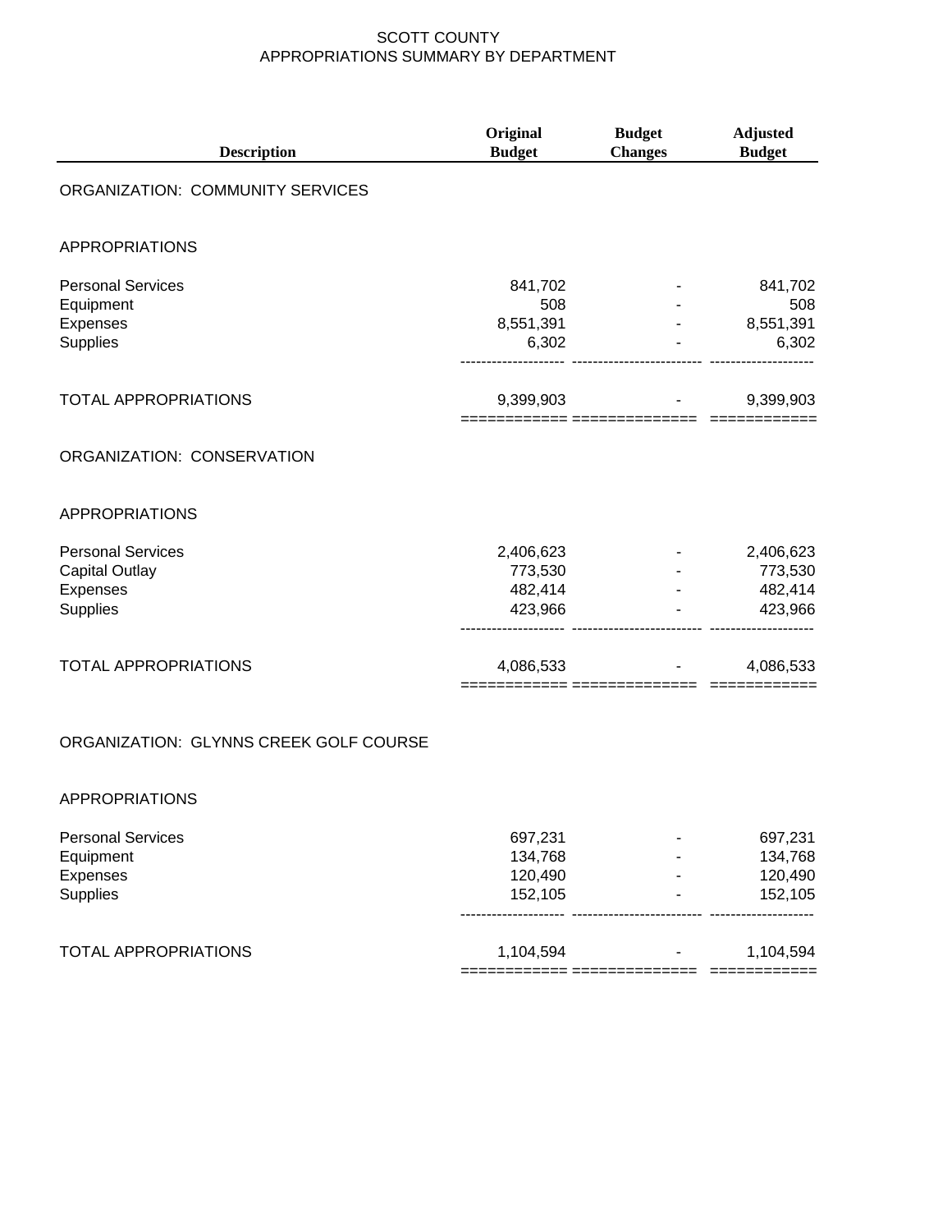# SCOTT COUNTY
## APPROPRIATIONS SUMMARY BY DEPARTMENT

| Description | Original Budget | Budget Changes | Adjusted Budget |
|---|---|---|---|
| **ORGANIZATION: COMMUNITY SERVICES** | | | |
| APPROPRIATIONS | | | |
| Personal Services | 841,702 | - | 841,702 |
| Equipment | 508 | - | 508 |
| Expenses | 8,551,391 | - | 8,551,391 |
| Supplies | 6,302 | - | 6,302 |
| TOTAL APPROPRIATIONS | 9,399,903 | - | 9,399,903 |
| **ORGANIZATION: CONSERVATION** | | | |
| APPROPRIATIONS | | | |
| Personal Services | 2,406,623 | - | 2,406,623 |
| Capital Outlay | 773,530 | - | 773,530 |
| Expenses | 482,414 | - | 482,414 |
| Supplies | 423,966 | - | 423,966 |
| TOTAL APPROPRIATIONS | 4,086,533 | - | 4,086,533 |
| **ORGANIZATION: GLYNNS CREEK GOLF COURSE** | | | |
| APPROPRIATIONS | | | |
| Personal Services | 697,231 | - | 697,231 |
| Equipment | 134,768 | - | 134,768 |
| Expenses | 120,490 | - | 120,490 |
| Supplies | 152,105 | - | 152,105 |
| TOTAL APPROPRIATIONS | 1,104,594 | - | 1,104,594 |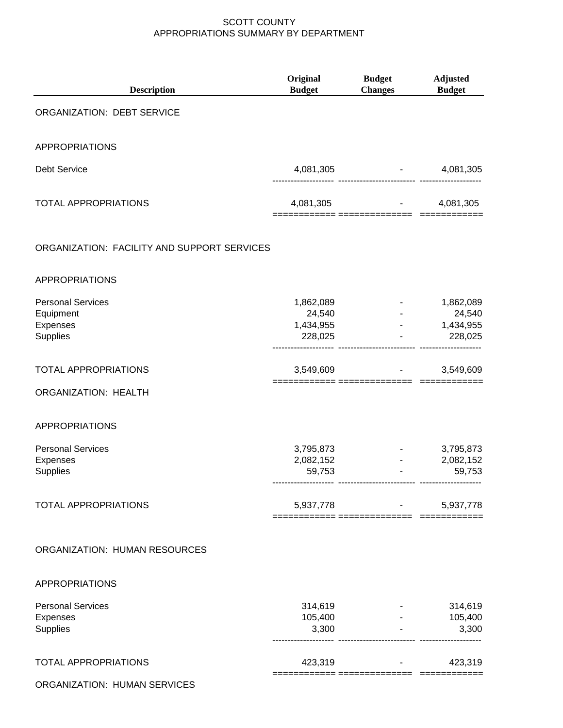SCOTT COUNTY
APPROPRIATIONS SUMMARY BY DEPARTMENT

| Description | Original Budget | Budget Changes | Adjusted Budget |
|---|---|---|---|
| ORGANIZATION: DEBT SERVICE | | | |
| APPROPRIATIONS | | | |
| Debt Service | 4,081,305 | - | 4,081,305 |
| TOTAL APPROPRIATIONS | 4,081,305 | - | 4,081,305 |
| ORGANIZATION: FACILITY AND SUPPORT SERVICES | | | |
| APPROPRIATIONS | | | |
| Personal Services | 1,862,089 | - | 1,862,089 |
| Equipment | 24,540 | - | 24,540 |
| Expenses | 1,434,955 | - | 1,434,955 |
| Supplies | 228,025 | - | 228,025 |
| TOTAL APPROPRIATIONS | 3,549,609 | - | 3,549,609 |
| ORGANIZATION: HEALTH | | | |
| APPROPRIATIONS | | | |
| Personal Services | 3,795,873 | - | 3,795,873 |
| Expenses | 2,082,152 | - | 2,082,152 |
| Supplies | 59,753 | - | 59,753 |
| TOTAL APPROPRIATIONS | 5,937,778 | - | 5,937,778 |
| ORGANIZATION: HUMAN RESOURCES | | | |
| APPROPRIATIONS | | | |
| Personal Services | 314,619 | - | 314,619 |
| Expenses | 105,400 | - | 105,400 |
| Supplies | 3,300 | - | 3,300 |
| TOTAL APPROPRIATIONS | 423,319 | - | 423,319 |
| ORGANIZATION: HUMAN SERVICES | | | |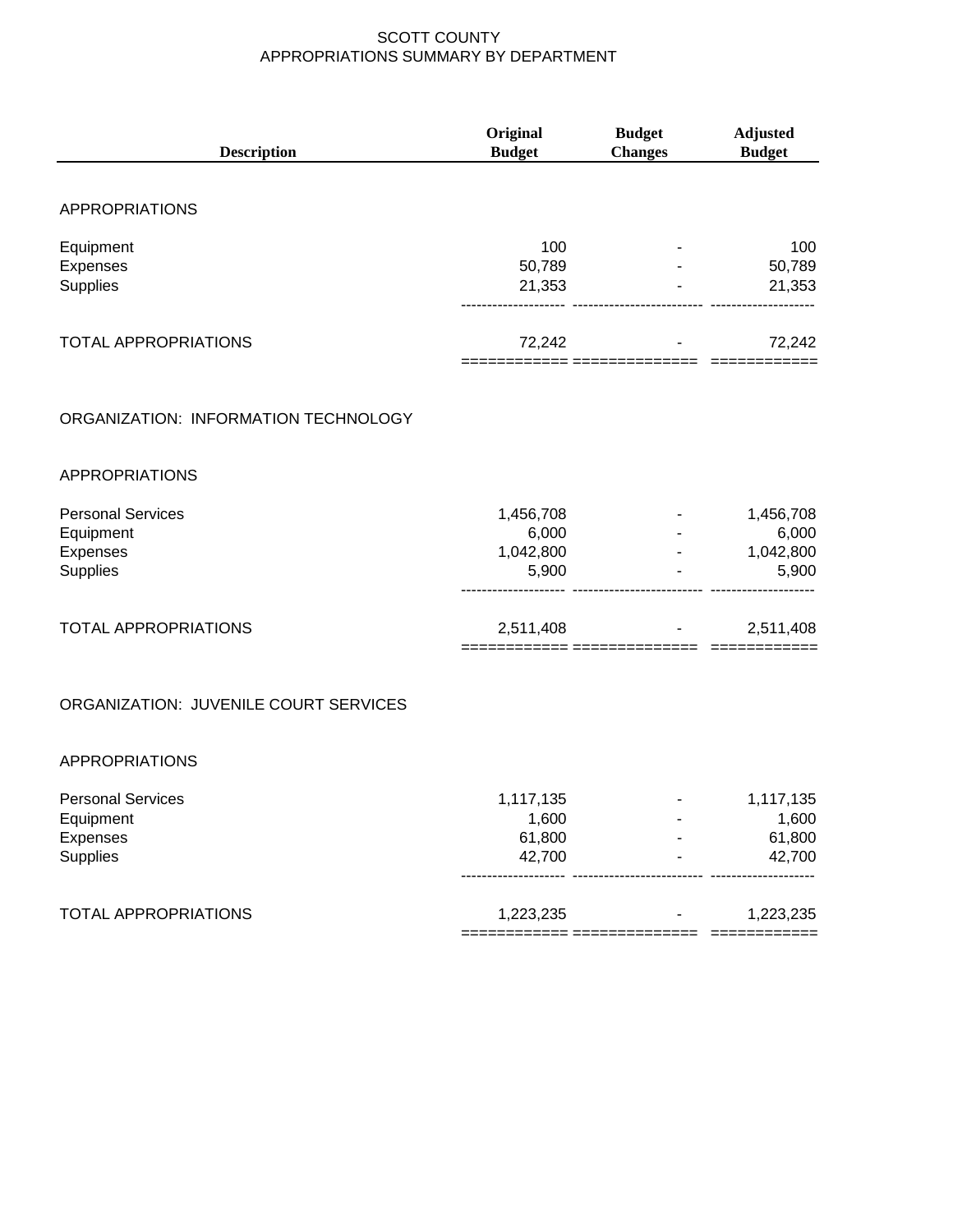SCOTT COUNTY
APPROPRIATIONS SUMMARY BY DEPARTMENT

| Description | Original Budget | Budget Changes | Adjusted Budget |
|---|---|---|---|
| APPROPRIATIONS | | | |
| Equipment | 100 | - | 100 |
| Expenses | 50,789 | - | 50,789 |
| Supplies | 21,353 | - | 21,353 |
| TOTAL APPROPRIATIONS | 72,242 | - | 72,242 |

ORGANIZATION: INFORMATION TECHNOLOGY

| Description | Original Budget | Budget Changes | Adjusted Budget |
|---|---|---|---|
| APPROPRIATIONS | | | |
| Personal Services | 1,456,708 | - | 1,456,708 |
| Equipment | 6,000 | - | 6,000 |
| Expenses | 1,042,800 | - | 1,042,800 |
| Supplies | 5,900 | - | 5,900 |
| TOTAL APPROPRIATIONS | 2,511,408 | - | 2,511,408 |

ORGANIZATION: JUVENILE COURT SERVICES

| Description | Original Budget | Budget Changes | Adjusted Budget |
|---|---|---|---|
| APPROPRIATIONS | | | |
| Personal Services | 1,117,135 | - | 1,117,135 |
| Equipment | 1,600 | - | 1,600 |
| Expenses | 61,800 | - | 61,800 |
| Supplies | 42,700 | - | 42,700 |
| TOTAL APPROPRIATIONS | 1,223,235 | - | 1,223,235 |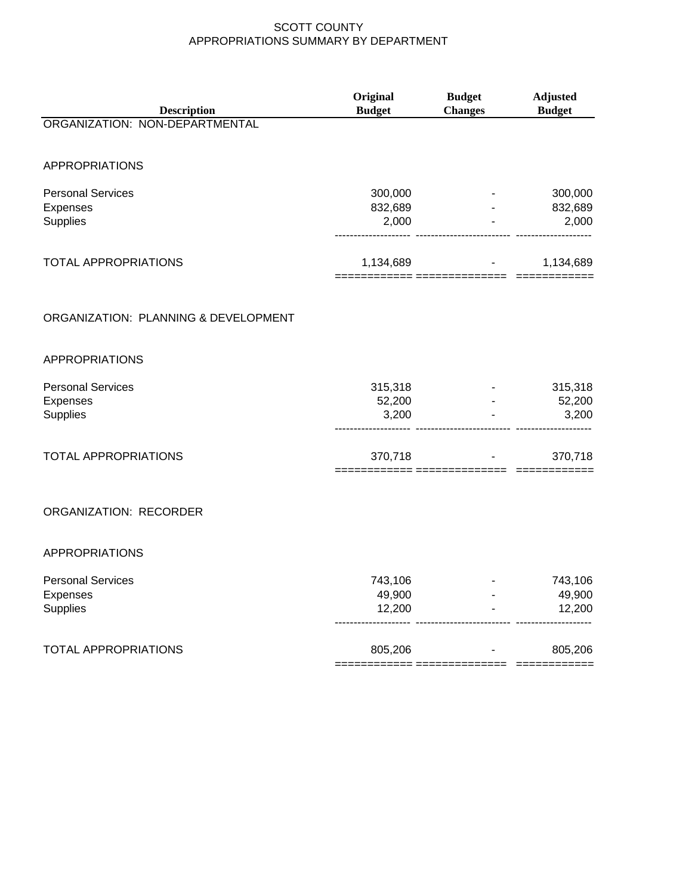# SCOTT COUNTY
## APPROPRIATIONS SUMMARY BY DEPARTMENT

| Description | Original Budget | Budget Changes | Adjusted Budget |
|---|---|---|---|
| ORGANIZATION: NON-DEPARTMENTAL | | | |
| APPROPRIATIONS | | | |
| Personal Services | 300,000 | - | 300,000 |
| Expenses | 832,689 | - | 832,689 |
| Supplies | 2,000 | - | 2,000 |
| TOTAL APPROPRIATIONS | 1,134,689 | - | 1,134,689 |
| ORGANIZATION: PLANNING & DEVELOPMENT | | | |
| APPROPRIATIONS | | | |
| Personal Services | 315,318 | - | 315,318 |
| Expenses | 52,200 | - | 52,200 |
| Supplies | 3,200 | - | 3,200 |
| TOTAL APPROPRIATIONS | 370,718 | - | 370,718 |
| ORGANIZATION: RECORDER | | | |
| APPROPRIATIONS | | | |
| Personal Services | 743,106 | - | 743,106 |
| Expenses | 49,900 | - | 49,900 |
| Supplies | 12,200 | - | 12,200 |
| TOTAL APPROPRIATIONS | 805,206 | - | 805,206 |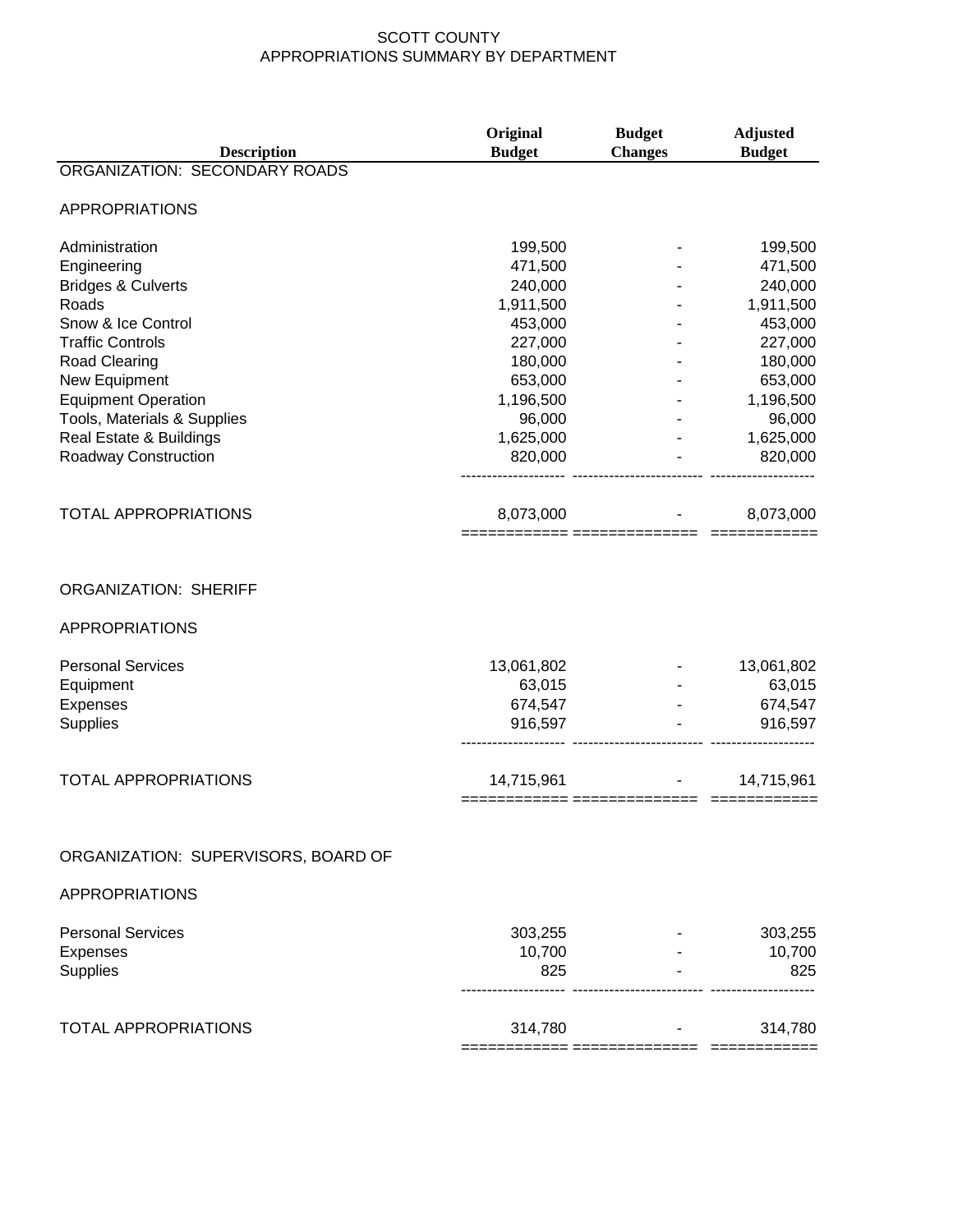SCOTT COUNTY
APPROPRIATIONS SUMMARY BY DEPARTMENT

| Description | Original Budget | Budget Changes | Adjusted Budget |
|---|---|---|---|
| ORGANIZATION: SECONDARY ROADS | | | |
| APPROPRIATIONS | | | |
| Administration | 199,500 | - | 199,500 |
| Engineering | 471,500 | - | 471,500 |
| Bridges & Culverts | 240,000 | - | 240,000 |
| Roads | 1,911,500 | - | 1,911,500 |
| Snow & Ice Control | 453,000 | - | 453,000 |
| Traffic Controls | 227,000 | - | 227,000 |
| Road Clearing | 180,000 | - | 180,000 |
| New Equipment | 653,000 | - | 653,000 |
| Equipment Operation | 1,196,500 | - | 1,196,500 |
| Tools, Materials & Supplies | 96,000 | - | 96,000 |
| Real Estate & Buildings | 1,625,000 | - | 1,625,000 |
| Roadway Construction | 820,000 | - | 820,000 |
| TOTAL APPROPRIATIONS | 8,073,000 | - | 8,073,000 |
| ORGANIZATION: SHERIFF | | | |
| APPROPRIATIONS | | | |
| Personal Services | 13,061,802 | - | 13,061,802 |
| Equipment | 63,015 | - | 63,015 |
| Expenses | 674,547 | - | 674,547 |
| Supplies | 916,597 | - | 916,597 |
| TOTAL APPROPRIATIONS | 14,715,961 | - | 14,715,961 |
| ORGANIZATION: SUPERVISORS, BOARD OF | | | |
| APPROPRIATIONS | | | |
| Personal Services | 303,255 | - | 303,255 |
| Expenses | 10,700 | - | 10,700 |
| Supplies | 825 | - | 825 |
| TOTAL APPROPRIATIONS | 314,780 | - | 314,780 |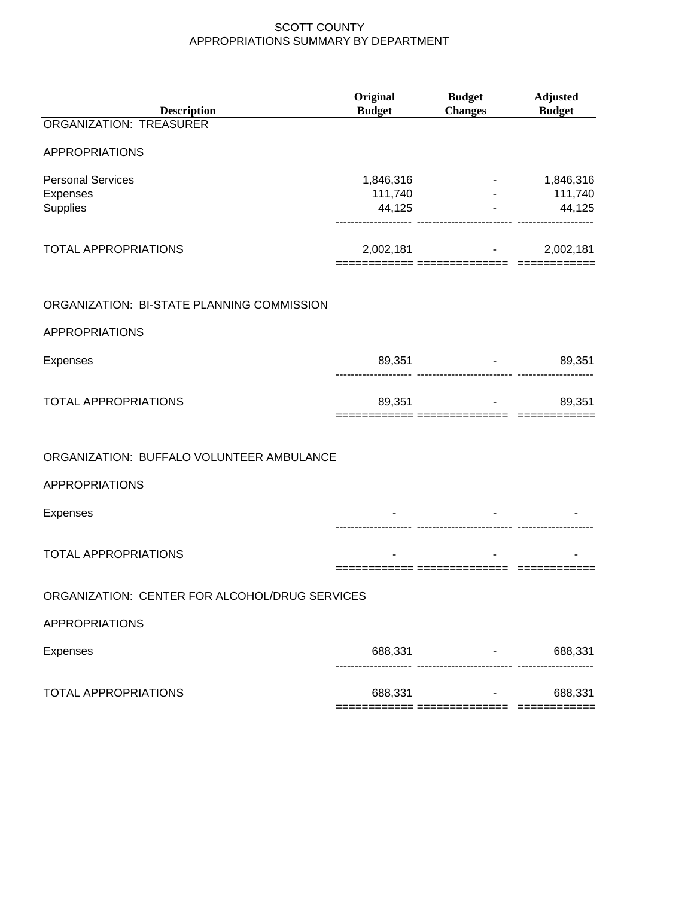SCOTT COUNTY
APPROPRIATIONS SUMMARY BY DEPARTMENT

| Description | Original Budget | Budget Changes | Adjusted Budget |
|---|---|---|---|
| ORGANIZATION: TREASURER | | | |
| APPROPRIATIONS | | | |
| Personal Services | 1,846,316 | - | 1,846,316 |
| Expenses | 111,740 | - | 111,740 |
| Supplies | 44,125 | - | 44,125 |
| TOTAL APPROPRIATIONS | 2,002,181 | - | 2,002,181 |
| ORGANIZATION: BI-STATE PLANNING COMMISSION | | | |
| APPROPRIATIONS | | | |
| Expenses | 89,351 | - | 89,351 |
| TOTAL APPROPRIATIONS | 89,351 | - | 89,351 |
| ORGANIZATION: BUFFALO VOLUNTEER AMBULANCE | | | |
| APPROPRIATIONS | | | |
| Expenses | - | - | - |
| TOTAL APPROPRIATIONS | - | - | - |
| ORGANIZATION: CENTER FOR ALCOHOL/DRUG SERVICES | | | |
| APPROPRIATIONS | | | |
| Expenses | 688,331 | - | 688,331 |
| TOTAL APPROPRIATIONS | 688,331 | - | 688,331 |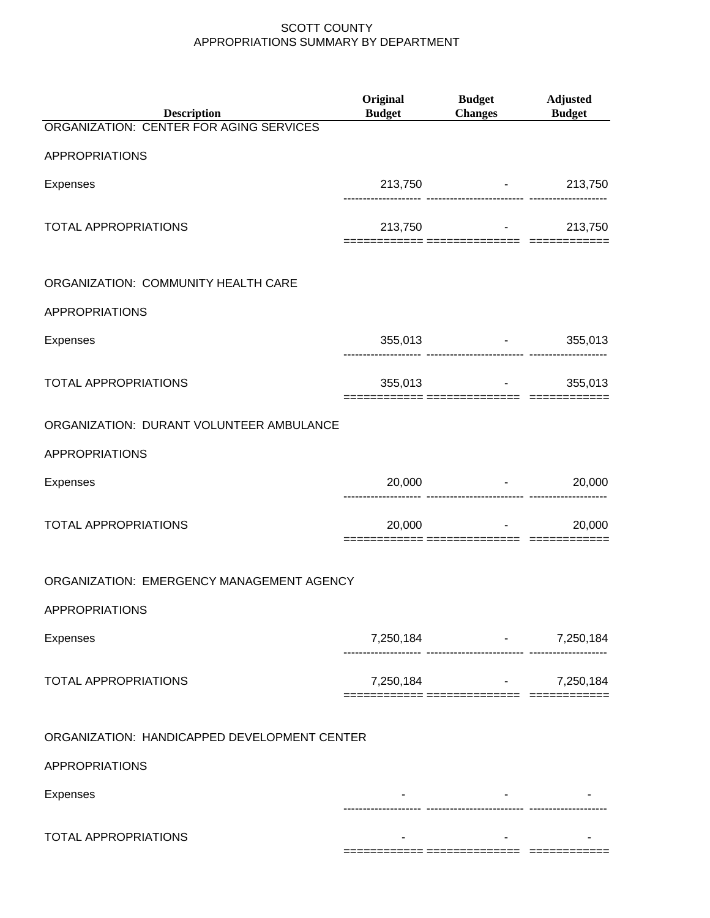# SCOTT COUNTY
## APPROPRIATIONS SUMMARY BY DEPARTMENT

| Description | Original Budget | Budget Changes | Adjusted Budget |
|---|---|---|---|
| ORGANIZATION: CENTER FOR AGING SERVICES | | | |
| APPROPRIATIONS | | | |
| Expenses | 213,750 | - | 213,750 |
| TOTAL APPROPRIATIONS | 213,750 | - | 213,750 |
| ORGANIZATION: COMMUNITY HEALTH CARE | | | |
| APPROPRIATIONS | | | |
| Expenses | 355,013 | - | 355,013 |
| TOTAL APPROPRIATIONS | 355,013 | - | 355,013 |
| ORGANIZATION: DURANT VOLUNTEER AMBULANCE | | | |
| APPROPRIATIONS | | | |
| Expenses | 20,000 | - | 20,000 |
| TOTAL APPROPRIATIONS | 20,000 | - | 20,000 |
| ORGANIZATION: EMERGENCY MANAGEMENT AGENCY | | | |
| APPROPRIATIONS | | | |
| Expenses | 7,250,184 | - | 7,250,184 |
| TOTAL APPROPRIATIONS | 7,250,184 | - | 7,250,184 |
| ORGANIZATION: HANDICAPPED DEVELOPMENT CENTER | | | |
| APPROPRIATIONS | | | |
| Expenses | - | - | - |
| TOTAL APPROPRIATIONS | - | - | - |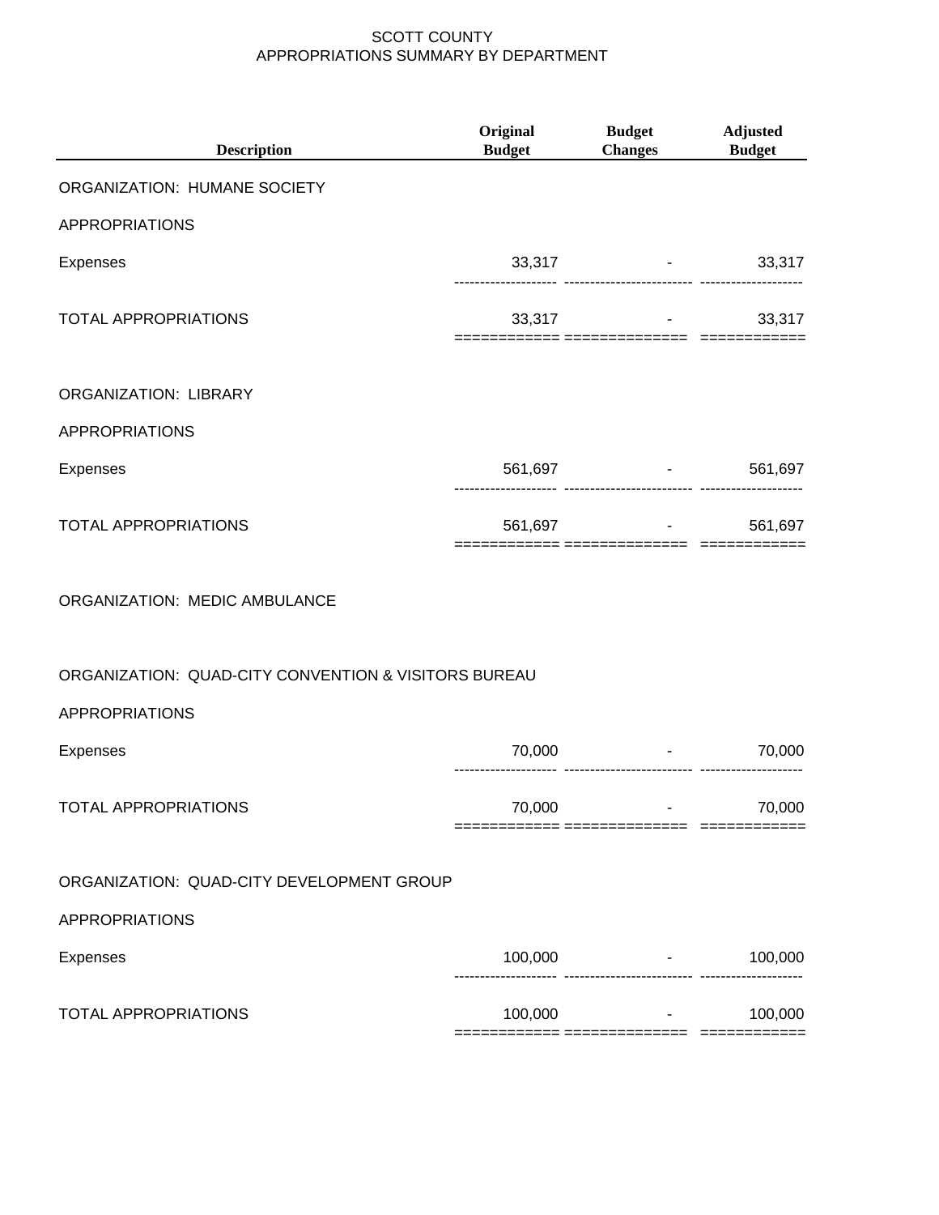# SCOTT COUNTY
## APPROPRIATIONS SUMMARY BY DEPARTMENT

| Description | Original Budget | Budget Changes | Adjusted Budget |
|---|---|---|---|
| ORGANIZATION:  HUMANE SOCIETY | | | |
| APPROPRIATIONS | | | |
| Expenses | 33,317 | - | 33,317 |
| TOTAL APPROPRIATIONS | 33,317 | - | 33,317 |
| ORGANIZATION:  LIBRARY | | | |
| APPROPRIATIONS | | | |
| Expenses | 561,697 | - | 561,697 |
| TOTAL APPROPRIATIONS | 561,697 | - | 561,697 |
| ORGANIZATION:  MEDIC AMBULANCE | | | |
| ORGANIZATION:  QUAD-CITY CONVENTION & VISITORS BUREAU | | | |
| APPROPRIATIONS | | | |
| Expenses | 70,000 | - | 70,000 |
| TOTAL APPROPRIATIONS | 70,000 | - | 70,000 |
| ORGANIZATION:  QUAD-CITY DEVELOPMENT GROUP | | | |
| APPROPRIATIONS | | | |
| Expenses | 100,000 | - | 100,000 |
| TOTAL APPROPRIATIONS | 100,000 | - | 100,000 |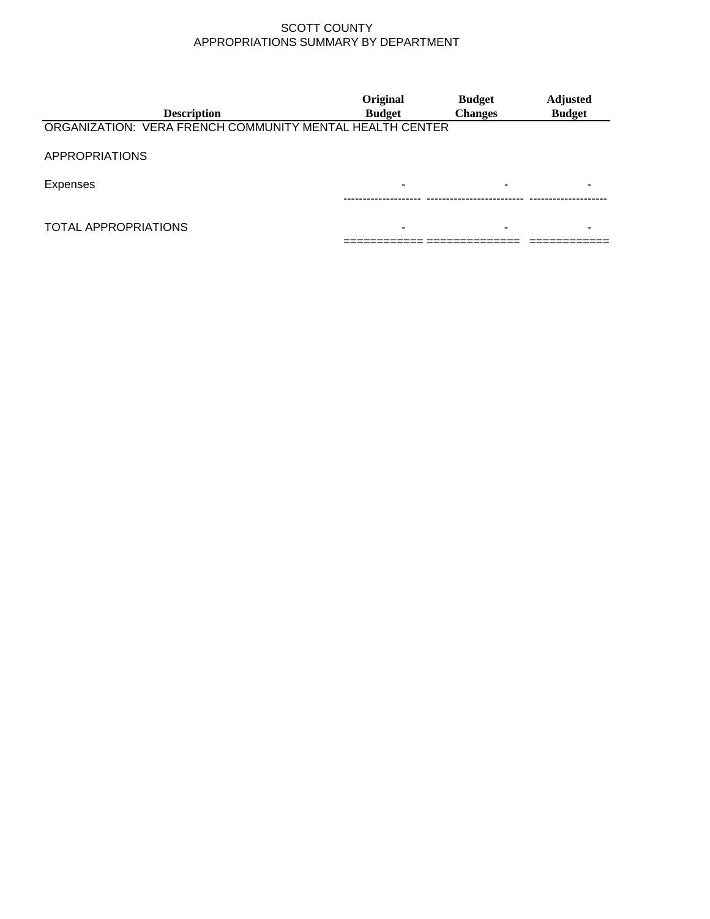SCOTT COUNTY
APPROPRIATIONS SUMMARY BY DEPARTMENT

| Description | Original Budget | Budget Changes | Adjusted Budget |
|---|---|---|---|
| ORGANIZATION: VERA FRENCH COMMUNITY MENTAL HEALTH CENTER | | | |
| APPROPRIATIONS | | | |
| Expenses | - | - | - |
| TOTAL APPROPRIATIONS | - | - | - |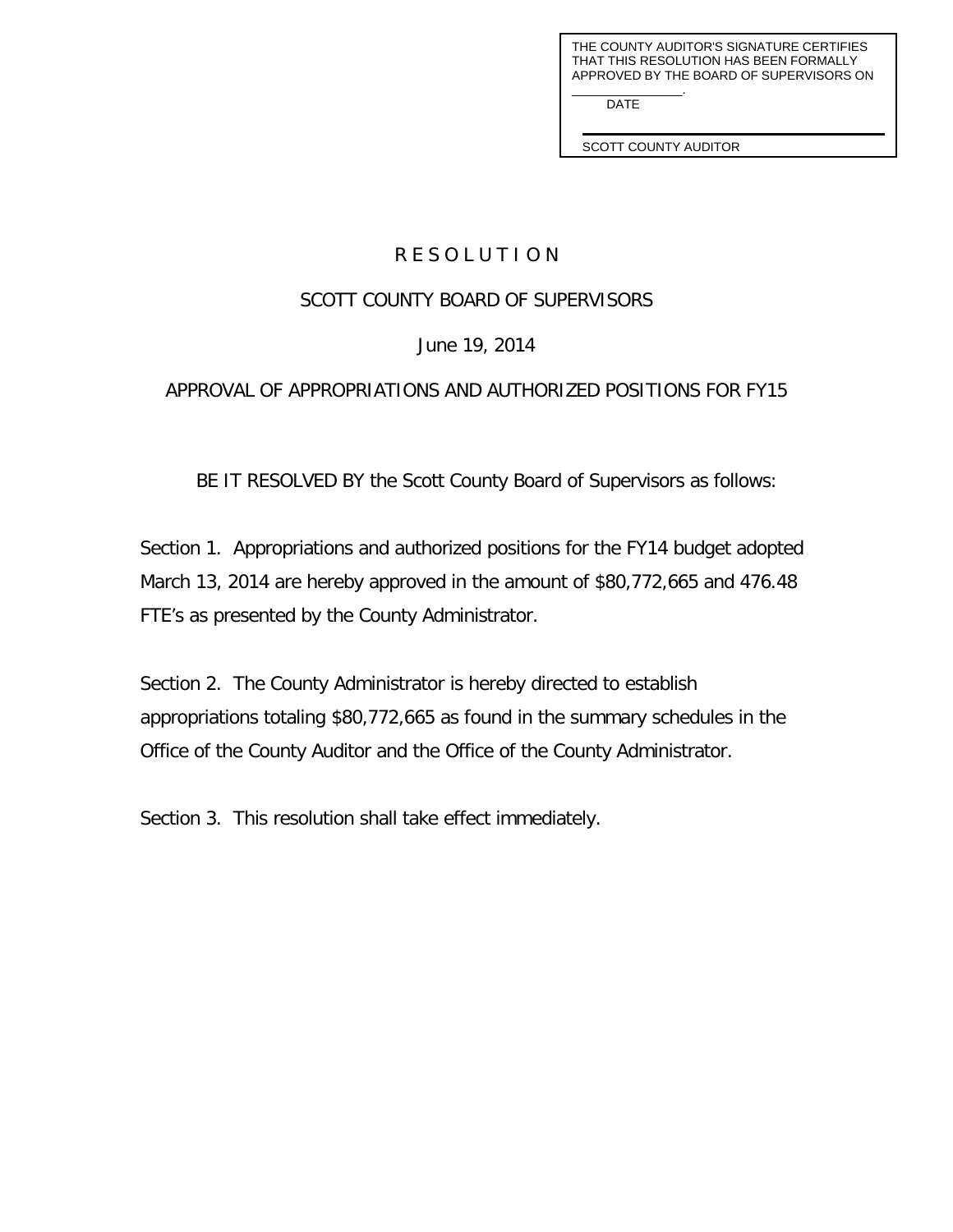THE COUNTY AUDITOR'S SIGNATURE CERTIFIES THAT THIS RESOLUTION HAS BEEN FORMALLY APPROVED BY THE BOARD OF SUPERVISORS ON

_______________.
DATE

_______________________________
SCOTT COUNTY AUDITOR

# R E S O L U T I O N

## SCOTT COUNTY BOARD OF SUPERVISORS

June 19, 2014

## APPROVAL OF APPROPRIATIONS AND AUTHORIZED POSITIONS FOR FY15

BE IT RESOLVED BY the Scott County Board of Supervisors as follows:

Section 1. Appropriations and authorized positions for the FY14 budget adopted March 13, 2014 are hereby approved in the amount of $80,772,665 and 476.48 FTE's as presented by the County Administrator.

Section 2. The County Administrator is hereby directed to establish appropriations totaling $80,772,665 as found in the summary schedules in the Office of the County Auditor and the Office of the County Administrator.

Section 3. This resolution shall take effect immediately.